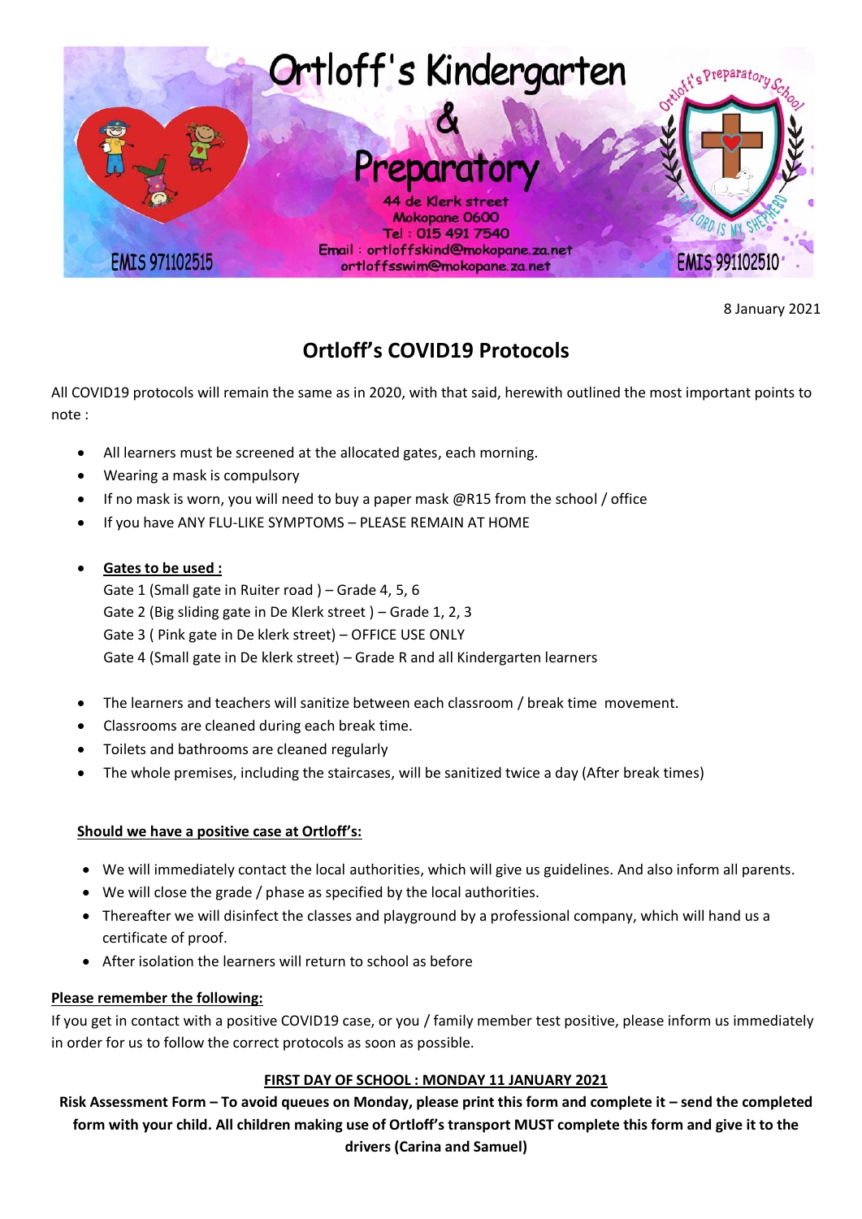# Ortloff's Kindergarten & Preparatory

44 de Klerk street
Mokopane 0600
Tel : 015 491 7540
Email : ortloffskind@mokopane.za.net
ortloffsswim@mokopane.za.net

EMIS 971102515

EMIS 991102510

Ortloff's Preparatory School – The Lord is my Shepherd

8 January 2021

## Ortloff's COVID19 Protocols

All COVID19 protocols will remain the same as in 2020, with that said, herewith outlined the most important points to note :

- All learners must be screened at the allocated gates, each morning.
- Wearing a mask is compulsory
- If no mask is worn, you will need to buy a paper mask @R15 from the school / office
- If you have ANY FLU-LIKE SYMPTOMS – PLEASE REMAIN AT HOME
- **Gates to be used :**
  Gate 1 (Small gate in Ruiter road ) – Grade 4, 5, 6
  Gate 2 (Big sliding gate in De Klerk street ) – Grade 1, 2, 3
  Gate 3 ( Pink gate in De klerk street) – OFFICE USE ONLY
  Gate 4 (Small gate in De klerk street) – Grade R and all Kindergarten learners
- The learners and teachers will sanitize between each classroom / break time movement.
- Classrooms are cleaned during each break time.
- Toilets and bathrooms are cleaned regularly
- The whole premises, including the staircases, will be sanitized twice a day (After break times)

**Should we have a positive case at Ortloff's:**

- We will immediately contact the local authorities, which will give us guidelines. And also inform all parents.
- We will close the grade / phase as specified by the local authorities.
- Thereafter we will disinfect the classes and playground by a professional company, which will hand us a certificate of proof.
- After isolation the learners will return to school as before

**Please remember the following:**

If you get in contact with a positive COVID19 case, or you / family member test positive, please inform us immediately in order for us to follow the correct protocols as soon as possible.

**FIRST DAY OF SCHOOL : MONDAY 11 JANUARY 2021**

**Risk Assessment Form – To avoid queues on Monday, please print this form and complete it – send the completed form with your child. All children making use of Ortloff's transport MUST complete this form and give it to the drivers (Carina and Samuel)**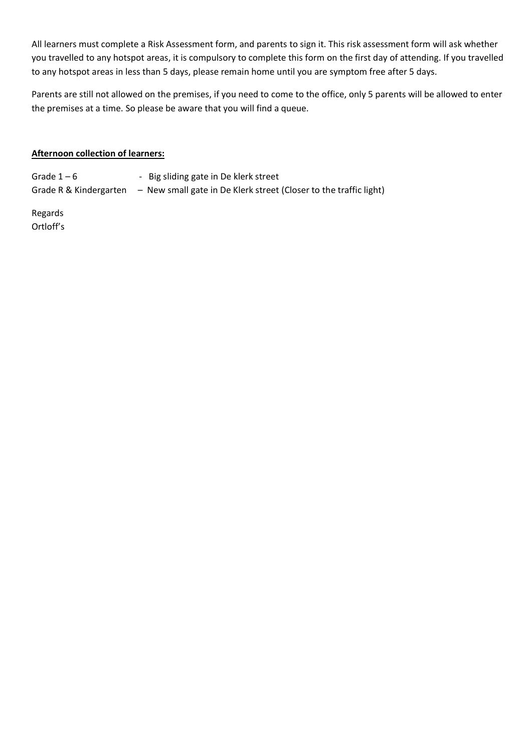All learners must complete a Risk Assessment form, and parents to sign it. This risk assessment form will ask whether you travelled to any hotspot areas, it is compulsory to complete this form on the first day of attending. If you travelled to any hotspot areas in less than 5 days, please remain home until you are symptom free after 5 days.

Parents are still not allowed on the premises, if you need to come to the office, only 5 parents will be allowed to enter the premises at a time. So please be aware that you will find a queue.

**Afternoon collection of learners:**

| | |
|---|---|
| Grade 1 – 6 | - Big sliding gate in De klerk street |
| Grade R & Kindergarten | – New small gate in De Klerk street (Closer to the traffic light) |

Regards
Ortloff's